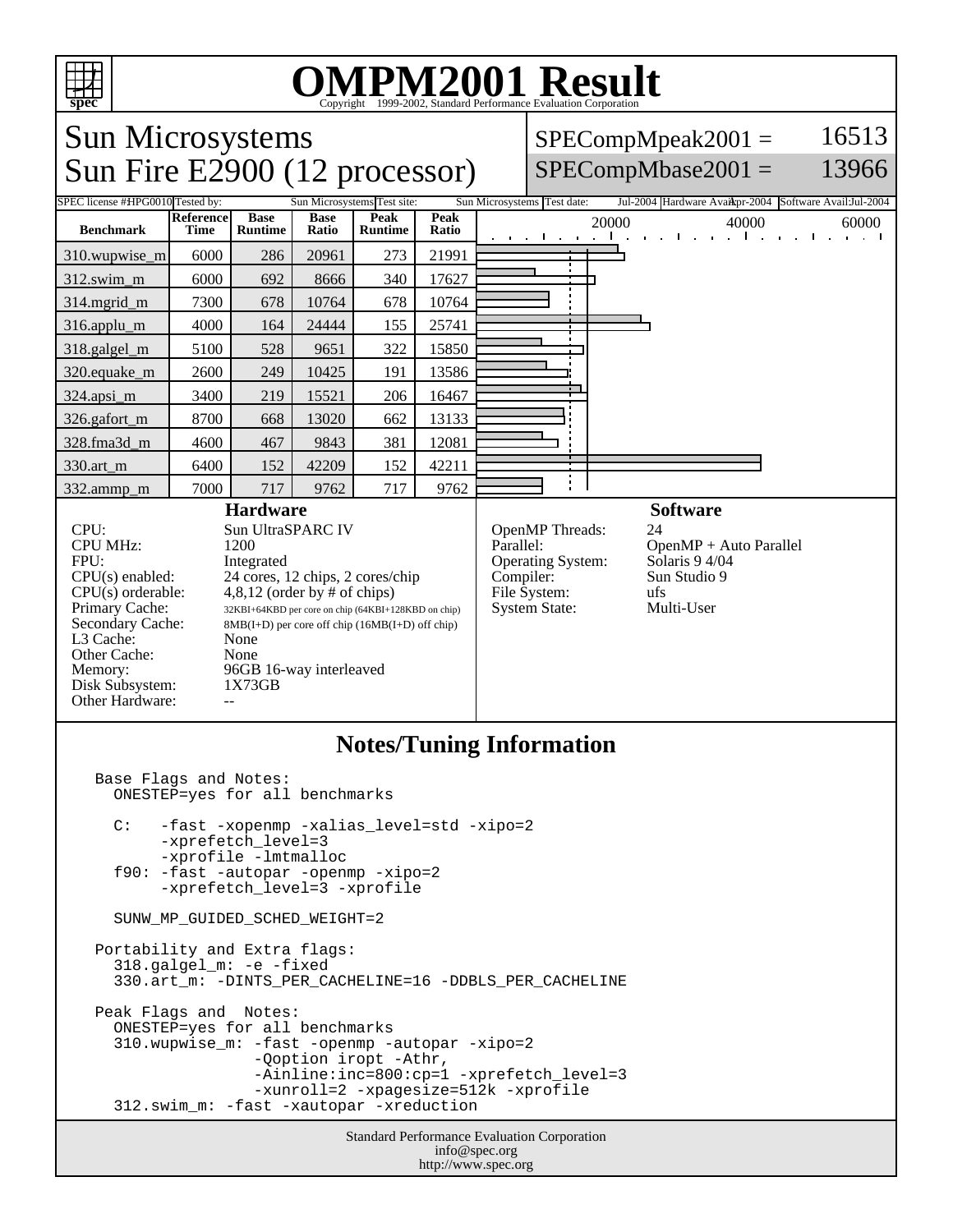# OMPM2001 Result

Copyright 1999-2002, Standard Performance Evaluation Corporation

## Sun Microsystems
## Sun Fire E2900 (12 processor)

SPECompMpeak2001 = 16513

SPECompMbase2001 = 13966

SPEC license #: HPG0010 | Tested by: Sun Microsystems | Test site: Sun Microsystems | Test date: Jul-2004 | Hardware Avail: Apr-2004 | Software Avail: Jul-2004

| Benchmark | Reference Time | Base Runtime | Base Ratio | Peak Runtime | Peak Ratio |
|---|---|---|---|---|---|
| 310.wupwise_m | 6000 | 286 | 20961 | 273 | 21991 |
| 312.swim_m | 6000 | 692 | 8666 | 340 | 17627 |
| 314.mgrid_m | 7300 | 678 | 10764 | 678 | 10764 |
| 316.applu_m | 4000 | 164 | 24444 | 155 | 25741 |
| 318.galgel_m | 5100 | 528 | 9651 | 322 | 15850 |
| 320.equake_m | 2600 | 249 | 10425 | 191 | 13586 |
| 324.apsi_m | 3400 | 219 | 15521 | 206 | 16467 |
| 326.gafort_m | 8700 | 668 | 13020 | 662 | 13133 |
| 328.fma3d_m | 4600 | 467 | 9843 | 381 | 12081 |
| 330.art_m | 6400 | 152 | 42209 | 152 | 42211 |
| 332.ammp_m | 7000 | 717 | 9762 | 717 | 9762 |

### Hardware

| | |
|---|---|
| CPU: | Sun UltraSPARC IV |
| CPU MHz: | 1200 |
| FPU: | Integrated |
| CPU(s) enabled: | 24 cores, 12 chips, 2 cores/chip |
| CPU(s) orderable: | 4,8,12 (order by # of chips) |
| Primary Cache: | 32KBI+64KBD per core on chip (64KBI+128KBD on chip) |
| Secondary Cache: | 8MB(I+D) per core off chip (16MB(I+D) off chip) |
| L3 Cache: | None |
| Other Cache: | None |
| Memory: | 96GB 16-way interleaved |
| Disk Subsystem: | 1X73GB |
| Other Hardware: | -- |

### Software

| | |
|---|---|
| OpenMP Threads: | 24 |
| Parallel: | OpenMP + Auto Parallel |
| Operating System: | Solaris 9 4/04 |
| Compiler: | Sun Studio 9 |
| File System: | ufs |
| System State: | Multi-User |

## Notes/Tuning Information

```
Base Flags and Notes:
  ONESTEP=yes for all benchmarks

  C:   -fast -xopenmp -xalias_level=std -xipo=2
       -xprefetch_level=3
       -xprofile -lmtmalloc
  f90: -fast -autopar -openmp -xipo=2
       -xprefetch_level=3 -xprofile

  SUNW_MP_GUIDED_SCHED_WEIGHT=2

Portability and Extra flags:
  318.galgel_m: -e -fixed
  330.art_m: -DINTS_PER_CACHELINE=16 -DDBLS_PER_CACHELINE

Peak Flags and  Notes:
  ONESTEP=yes for all benchmarks
  310.wupwise_m: -fast -openmp -autopar -xipo=2
                 -Qoption iropt -Athr,
                 -Ainline:inc=800:cp=1 -xprefetch_level=3
                 -xunroll=2 -xpagesize=512k -xprofile
  312.swim_m: -fast -xautopar -xreduction
```

Standard Performance Evaluation Corporation
info@spec.org
http://www.spec.org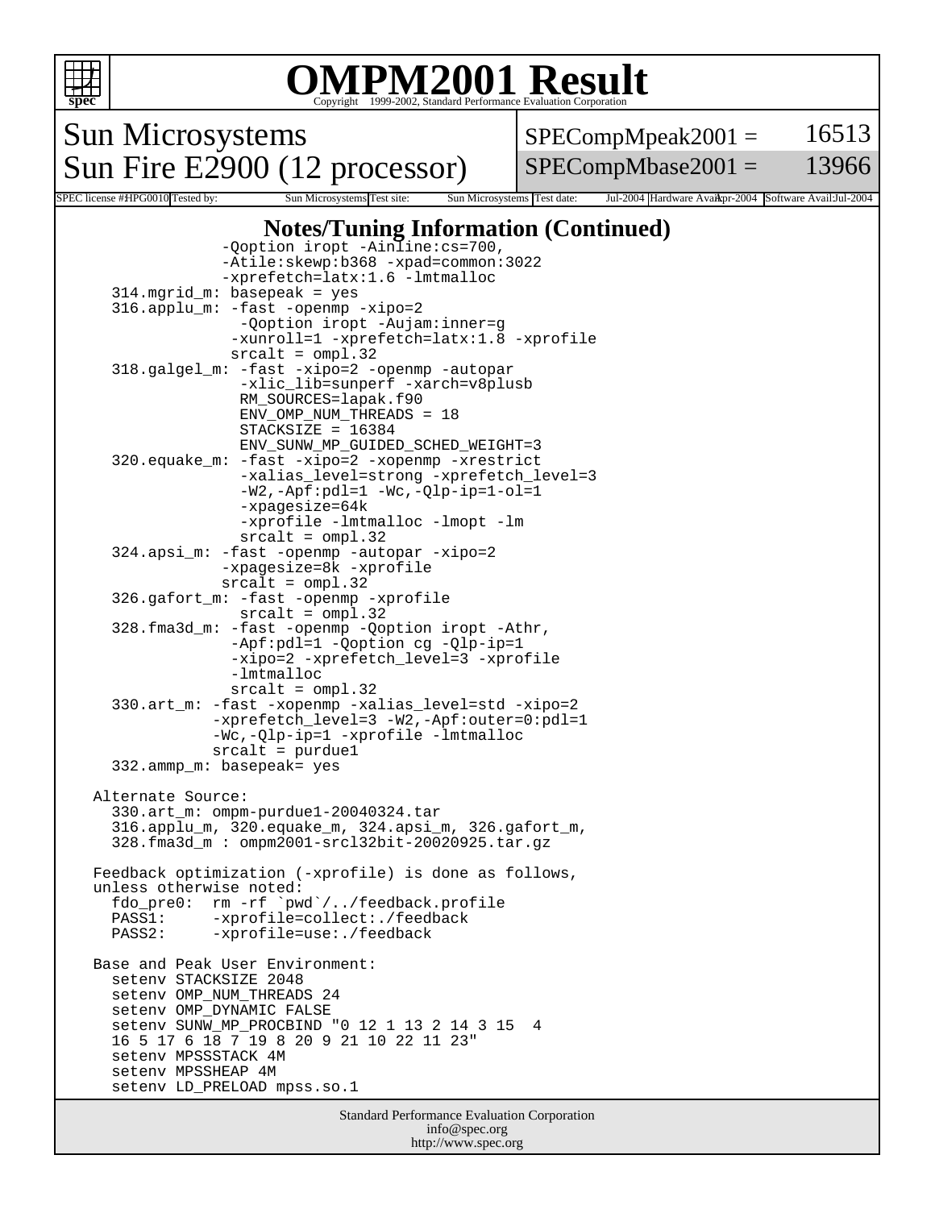# OMPM2001 Result

Copyright 1999-2002, Standard Performance Evaluation Corporation

## Sun Microsystems
## Sun Fire E2900 (12 processor)

| SPECompMpeak2001 = | 16513 |
|---|---|
| SPECompMbase2001 = | 13966 |

| SPEC license #: HPG0010 | Tested by: Sun Microsystems | Test site: Sun Microsystems | Test date: Jul-2004 | Hardware Avail: Apr-2004 | Software Avail: Jul-2004 |
|---|---|---|---|---|---|

### Notes/Tuning Information (Continued)

```
              -Qoption iropt -Ainline:cs=700,
              -Atile:skewp:b368 -xpad=common:3022
              -xprefetch=latx:1.6 -lmtmalloc
  314.mgrid_m: basepeak = yes
  316.applu_m: -fast -openmp -xipo=2
               -Qoption iropt -Aujam:inner=g
               -xunroll=1 -xprefetch=latx:1.8 -xprofile
               srcalt = ompl.32
  318.galgel_m: -fast -xipo=2 -openmp -autopar
                -xlic_lib=sunperf -xarch=v8plusb
                RM_SOURCES=lapak.f90
                ENV_OMP_NUM_THREADS = 18
                STACKSIZE = 16384
                ENV_SUNW_MP_GUIDED_SCHED_WEIGHT=3
  320.equake_m: -fast -xipo=2 -xopenmp -xrestrict
                -xalias_level=strong -xprefetch_level=3
                -W2,-Apf:pdl=1 -Wc,-Qlp-ip=1-ol=1
                -xpagesize=64k
                -xprofile -lmtmalloc -lmopt -lm
                srcalt = ompl.32
  324.apsi_m: -fast -openmp -autopar -xipo=2
              -xpagesize=8k -xprofile
              srcalt = ompl.32
  326.gafort_m: -fast -openmp -xprofile
                srcalt = ompl.32
  328.fma3d_m: -fast -openmp -Qoption iropt -Athr,
               -Apf:pdl=1 -Qoption cg -Qlp-ip=1
               -xipo=2 -xprefetch_level=3 -xprofile
               -lmtmalloc
               srcalt = ompl.32
  330.art_m: -fast -xopenmp -xalias_level=std -xipo=2
             -xprefetch_level=3 -W2,-Apf:outer=0:pdl=1
             -Wc,-Qlp-ip=1 -xprofile -lmtmalloc
             srcalt = purdue1
  332.ammp_m: basepeak= yes

Alternate Source:
  330.art_m: ompm-purdue1-20040324.tar
  316.applu_m, 320.equake_m, 324.apsi_m, 326.gafort_m,
  328.fma3d_m : ompm2001-srcl32bit-20020925.tar.gz

Feedback optimization (-xprofile) is done as follows,
unless otherwise noted:
  fdo_pre0:  rm -rf `pwd`/../feedback.profile
  PASS1:     -xprofile=collect:./feedback
  PASS2:     -xprofile=use:./feedback

Base and Peak User Environment:
  setenv STACKSIZE 2048
  setenv OMP_NUM_THREADS 24
  setenv OMP_DYNAMIC FALSE
  setenv SUNW_MP_PROCBIND "0 12 1 13 2 14 3 15  4
  16 5 17 6 18 7 19 8 20 9 21 10 22 11 23"
  setenv MPSSSTACK 4M
  setenv MPSSHEAP 4M
  setenv LD_PRELOAD mpss.so.1
```

Standard Performance Evaluation Corporation
info@spec.org
http://www.spec.org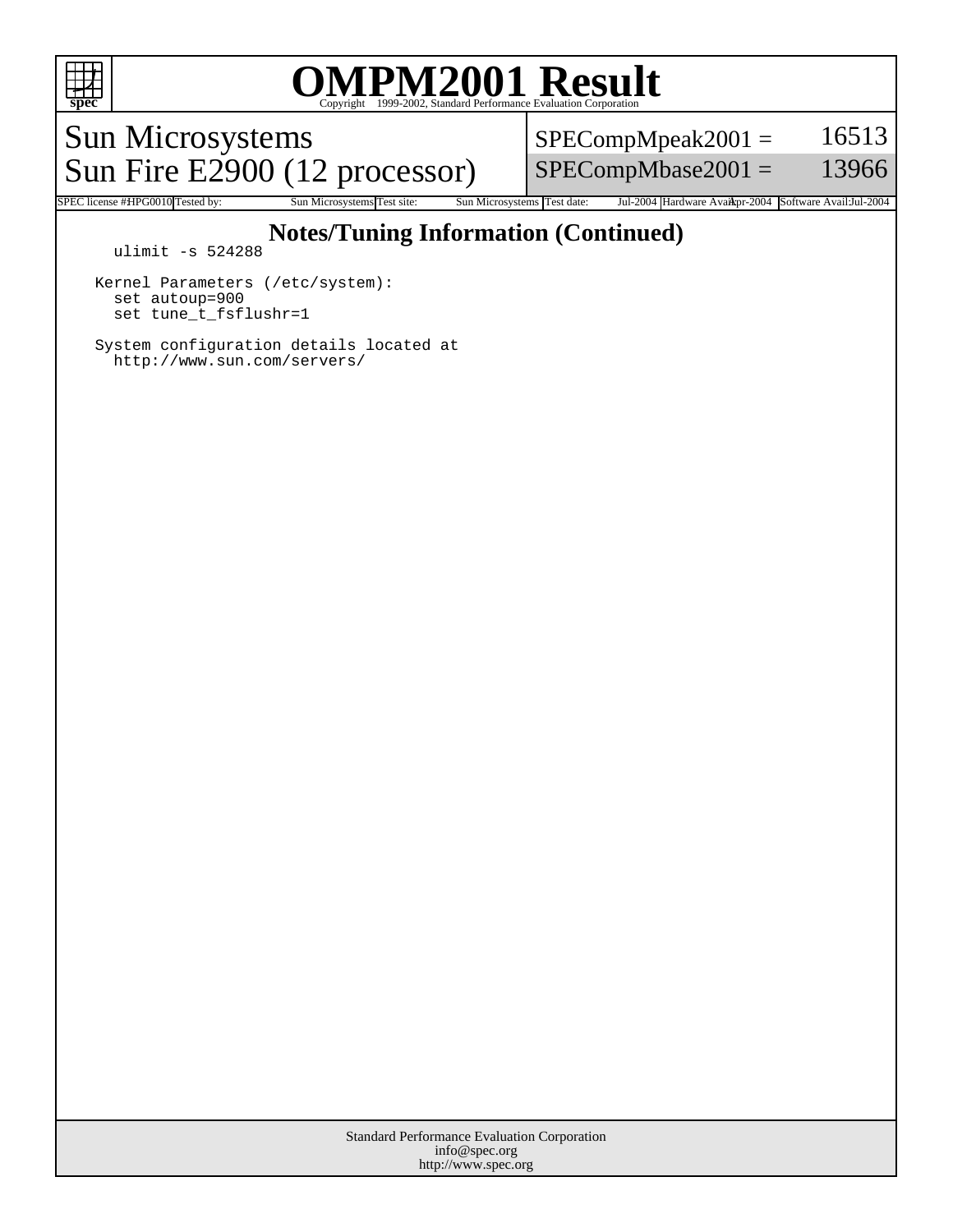# OMPM2001 Result

Copyright 1999-2002, Standard Performance Evaluation Corporation

## Sun Microsystems
## Sun Fire E2900 (12 processor)

SPECompMpeak2001 = 16513

SPECompMbase2001 = 13966

| SPEC license #: | HPG0010 | Tested by: | Sun Microsystems | Test site: | Sun Microsystems | Test date: | Jul-2004 | Hardware Avail: | Apr-2004 | Software Avail: | Jul-2004 |
|---|---|---|---|---|---|---|---|---|---|---|---|

### Notes/Tuning Information (Continued)

```
    ulimit -s 524288

  Kernel Parameters (/etc/system):
    set autoup=900
    set tune_t_fsflushr=1

  System configuration details located at
    http://www.sun.com/servers/
```

Standard Performance Evaluation Corporation
info@spec.org
http://www.spec.org